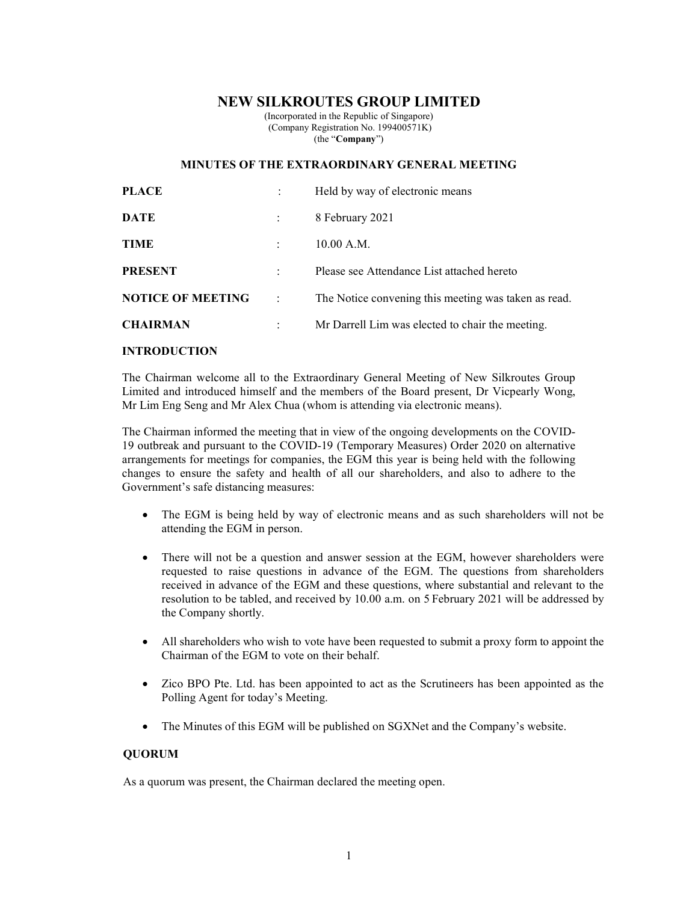# NEW SILKROUTES GROUP LIMITED

(Incorporated in the Republic of Singapore)
(Company Registration No. 199400571K)
(the "**Company**")

## MINUTES OF THE EXTRAORDINARY GENERAL MEETING

| | | |
|---|---|---|
| **PLACE** | : | Held by way of electronic means |
| **DATE** | : | 8 February 2021 |
| **TIME** | : | 10.00 A.M. |
| **PRESENT** | : | Please see Attendance List attached hereto |
| **NOTICE OF MEETING** | : | The Notice convening this meeting was taken as read. |
| **CHAIRMAN** | : | Mr Darrell Lim was elected to chair the meeting. |

### INTRODUCTION

The Chairman welcome all to the Extraordinary General Meeting of New Silkroutes Group Limited and introduced himself and the members of the Board present, Dr Vicpearly Wong, Mr Lim Eng Seng and Mr Alex Chua (whom is attending via electronic means).

The Chairman informed the meeting that in view of the ongoing developments on the COVID-19 outbreak and pursuant to the COVID-19 (Temporary Measures) Order 2020 on alternative arrangements for meetings for companies, the EGM this year is being held with the following changes to ensure the safety and health of all our shareholders, and also to adhere to the Government's safe distancing measures:

- The EGM is being held by way of electronic means and as such shareholders will not be attending the EGM in person.
- There will not be a question and answer session at the EGM, however shareholders were requested to raise questions in advance of the EGM. The questions from shareholders received in advance of the EGM and these questions, where substantial and relevant to the resolution to be tabled, and received by 10.00 a.m. on 5 February 2021 will be addressed by the Company shortly.
- All shareholders who wish to vote have been requested to submit a proxy form to appoint the Chairman of the EGM to vote on their behalf.
- Zico BPO Pte. Ltd. has been appointed to act as the Scrutineers has been appointed as the Polling Agent for today's Meeting.
- The Minutes of this EGM will be published on SGXNet and the Company's website.

### QUORUM

As a quorum was present, the Chairman declared the meeting open.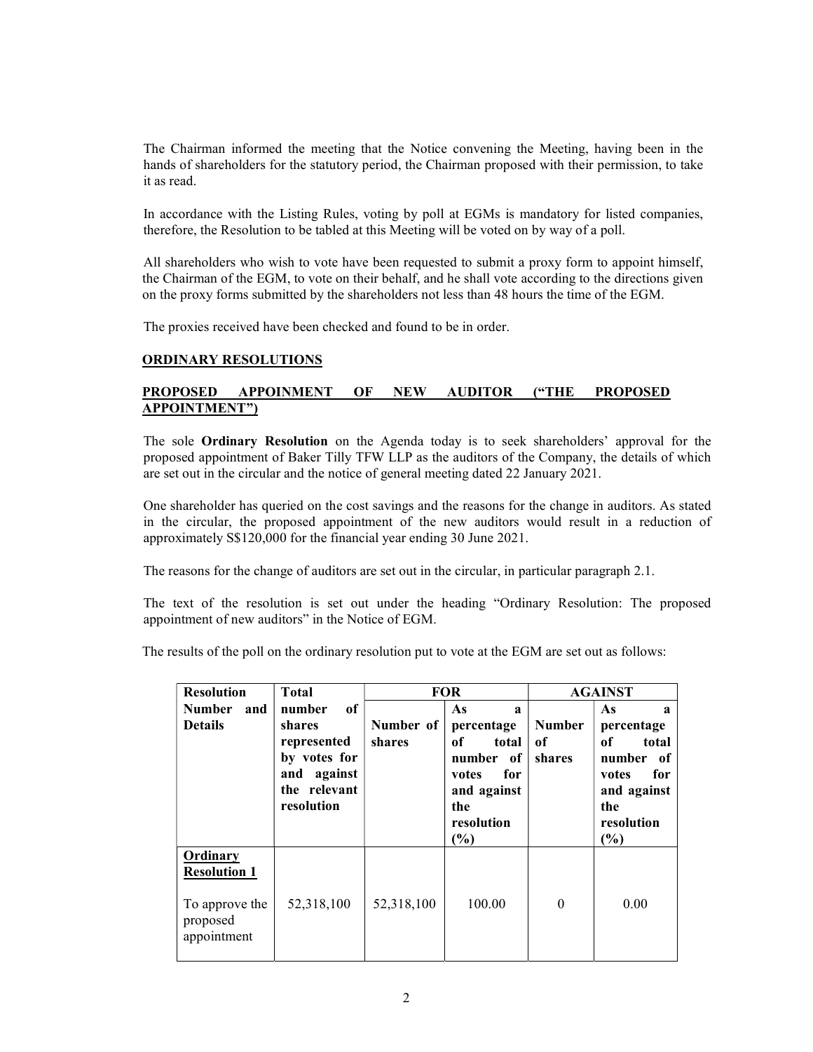The Chairman informed the meeting that the Notice convening the Meeting, having been in the hands of shareholders for the statutory period, the Chairman proposed with their permission, to take it as read.

In accordance with the Listing Rules, voting by poll at EGMs is mandatory for listed companies, therefore, the Resolution to be tabled at this Meeting will be voted on by way of a poll.

All shareholders who wish to vote have been requested to submit a proxy form to appoint himself, the Chairman of the EGM, to vote on their behalf, and he shall vote according to the directions given on the proxy forms submitted by the shareholders not less than 48 hours the time of the EGM.

The proxies received have been checked and found to be in order.

**ORDINARY RESOLUTIONS**

**PROPOSED APPOINMENT OF NEW AUDITOR ("THE PROPOSED APPOINTMENT")**

The sole **Ordinary Resolution** on the Agenda today is to seek shareholders' approval for the proposed appointment of Baker Tilly TFW LLP as the auditors of the Company, the details of which are set out in the circular and the notice of general meeting dated 22 January 2021.

One shareholder has queried on the cost savings and the reasons for the change in auditors. As stated in the circular, the proposed appointment of the new auditors would result in a reduction of approximately S$120,000 for the financial year ending 30 June 2021.

The reasons for the change of auditors are set out in the circular, in particular paragraph 2.1.

The text of the resolution is set out under the heading "Ordinary Resolution: The proposed appointment of new auditors" in the Notice of EGM.

The results of the poll on the ordinary resolution put to vote at the EGM are set out as follows:

| Resolution Number and Details | Total number of shares represented by votes for and against the relevant resolution | FOR | | AGAINST | |
|---|---|---|---|---|---|
| | | Number of shares | As a percentage of total number of votes for and against the resolution (%) | Number of shares | As a percentage of total number of votes for and against the resolution (%) |
| **Ordinary Resolution 1** To approve the proposed appointment | 52,318,100 | 52,318,100 | 100.00 | 0 | 0.00 |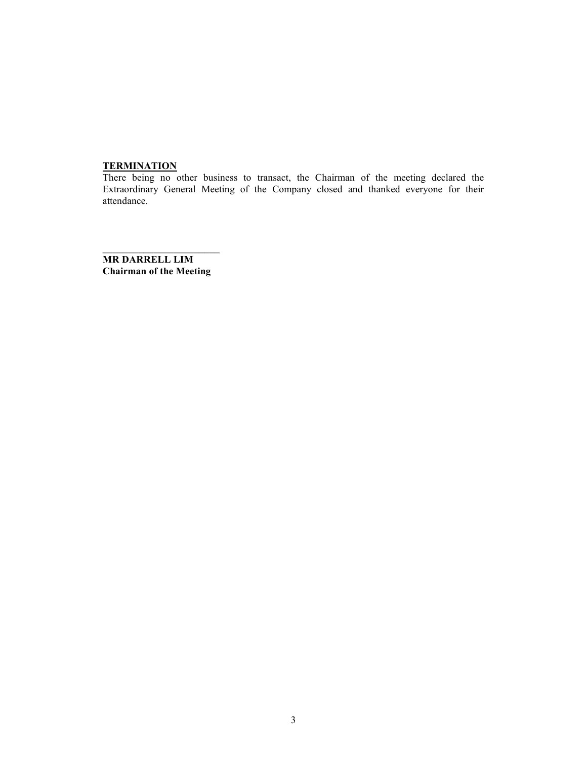**TERMINATION**

There being no other business to transact, the Chairman of the meeting declared the Extraordinary General Meeting of the Company closed and thanked everyone for their attendance.

\_\_\_\_\_\_\_\_\_\_\_\_\_\_\_\_\_\_\_\_\_\_\_\_

**MR DARRELL LIM**
**Chairman of the Meeting**